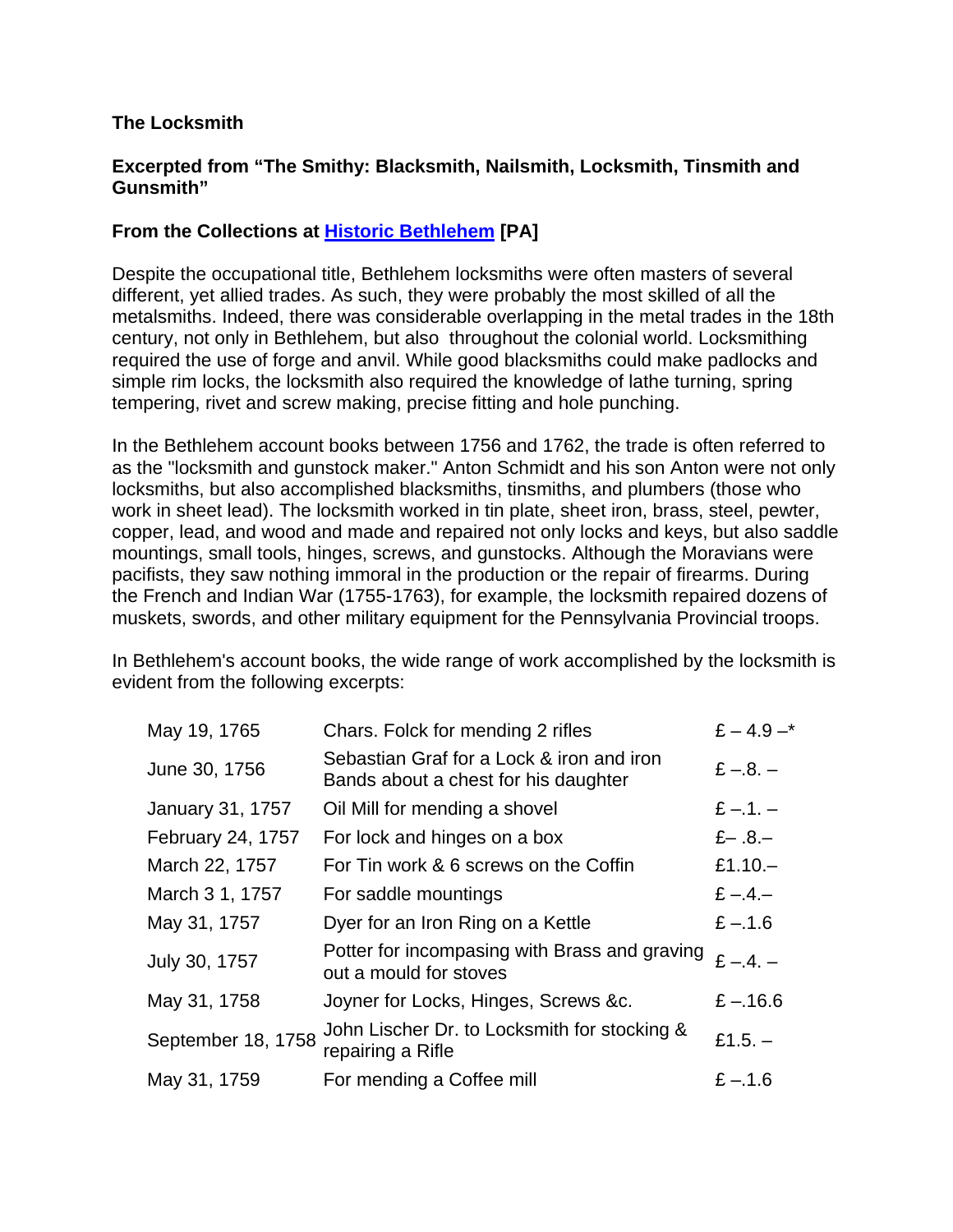**The Locksmith**

**Excerpted from "The Smithy: Blacksmith, Nailsmith, Locksmith, Tinsmith and Gunsmith"**

**From the Collections at Historic Bethlehem [PA]**

Despite the occupational title, Bethlehem locksmiths were often masters of several different, yet allied trades. As such, they were probably the most skilled of all the metalsmiths. Indeed, there was considerable overlapping in the metal trades in the 18th century, not only in Bethlehem, but also throughout the colonial world. Locksmithing required the use of forge and anvil. While good blacksmiths could make padlocks and simple rim locks, the locksmith also required the knowledge of lathe turning, spring tempering, rivet and screw making, precise fitting and hole punching.

In the Bethlehem account books between 1756 and 1762, the trade is often referred to as the "locksmith and gunstock maker." Anton Schmidt and his son Anton were not only locksmiths, but also accomplished blacksmiths, tinsmiths, and plumbers (those who work in sheet lead). The locksmith worked in tin plate, sheet iron, brass, steel, pewter, copper, lead, and wood and made and repaired not only locks and keys, but also saddle mountings, small tools, hinges, screws, and gunstocks. Although the Moravians were pacifists, they saw nothing immoral in the production or the repair of firearms. During the French and Indian War (1755-1763), for example, the locksmith repaired dozens of muskets, swords, and other military equipment for the Pennsylvania Provincial troops.

In Bethlehem's account books, the wide range of work accomplished by the locksmith is evident from the following excerpts:

| | | |
|---|---|---|
| May 19, 1765 | Chars. Folck for mending 2 rifles | £ – 4.9 –* |
| June 30, 1756 | Sebastian Graf for a Lock & iron and iron Bands about a chest for his daughter | £ –.8. – |
| January 31, 1757 | Oil Mill for mending a shovel | £ –.1. – |
| February 24, 1757 | For lock and hinges on a box | £– .8.– |
| March 22, 1757 | For Tin work & 6 screws on the Coffin | £1.10.– |
| March 3 1, 1757 | For saddle mountings | £ –.4.– |
| May 31, 1757 | Dyer for an Iron Ring on a Kettle | £ –.1.6 |
| July 30, 1757 | Potter for incompasing with Brass and graving out a mould for stoves | £ –.4. – |
| May 31, 1758 | Joyner for Locks, Hinges, Screws &c. | £ –.16.6 |
| September 18, 1758 | John Lischer Dr. to Locksmith for stocking & repairing a Rifle | £1.5. – |
| May 31, 1759 | For mending a Coffee mill | £ –.1.6 |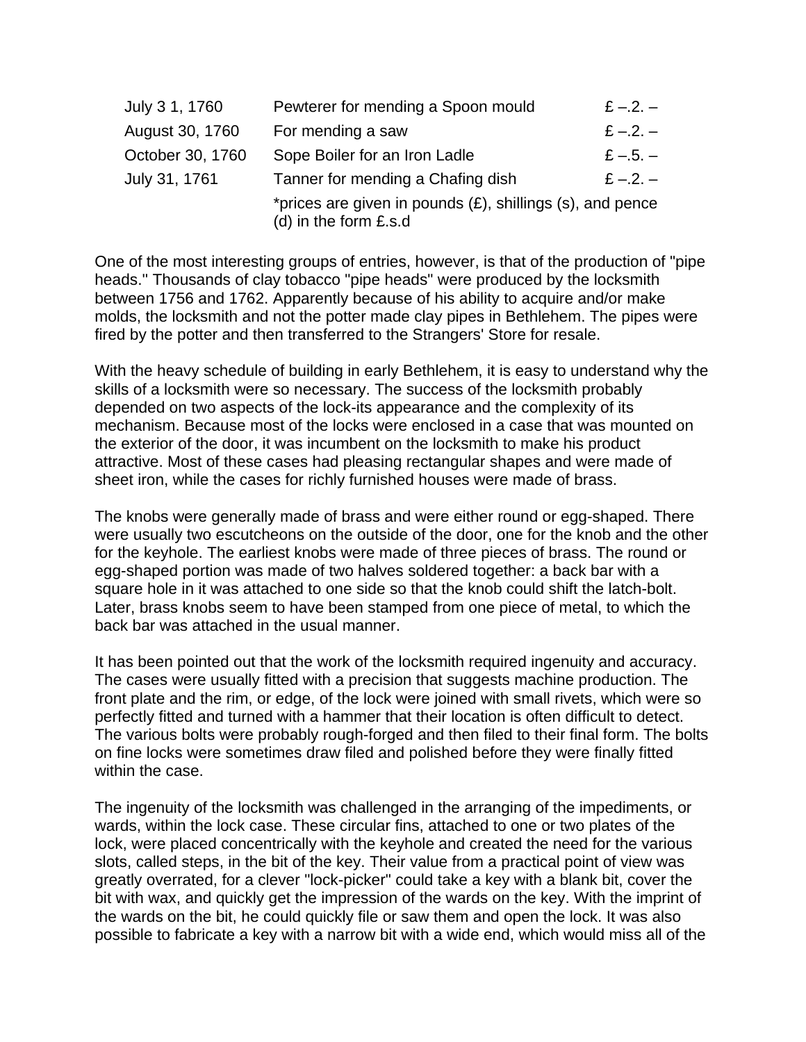| | | |
|---|---|---|
| July 3 1, 1760 | Pewterer for mending a Spoon mould | £ –.2. – |
| August 30, 1760 | For mending a saw | £ –.2. – |
| October 30, 1760 | Sope Boiler for an Iron Ladle | £ –.5. – |
| July 31, 1761 | Tanner for mending a Chafing dish | £ –.2. – |
| | *prices are given in pounds (£), shillings (s), and pence (d) in the form £.s.d | |

One of the most interesting groups of entries, however, is that of the production of "pipe heads." Thousands of clay tobacco "pipe heads" were produced by the locksmith between 1756 and 1762. Apparently because of his ability to acquire and/or make molds, the locksmith and not the potter made clay pipes in Bethlehem. The pipes were fired by the potter and then transferred to the Strangers' Store for resale.

With the heavy schedule of building in early Bethlehem, it is easy to understand why the skills of a locksmith were so necessary. The success of the locksmith probably depended on two aspects of the lock-its appearance and the complexity of its mechanism. Because most of the locks were enclosed in a case that was mounted on the exterior of the door, it was incumbent on the locksmith to make his product attractive. Most of these cases had pleasing rectangular shapes and were made of sheet iron, while the cases for richly furnished houses were made of brass.

The knobs were generally made of brass and were either round or egg-shaped. There were usually two escutcheons on the outside of the door, one for the knob and the other for the keyhole. The earliest knobs were made of three pieces of brass. The round or egg-shaped portion was made of two halves soldered together: a back bar with a square hole in it was attached to one side so that the knob could shift the latch-bolt. Later, brass knobs seem to have been stamped from one piece of metal, to which the back bar was attached in the usual manner.

It has been pointed out that the work of the locksmith required ingenuity and accuracy. The cases were usually fitted with a precision that suggests machine production. The front plate and the rim, or edge, of the lock were joined with small rivets, which were so perfectly fitted and turned with a hammer that their location is often difficult to detect. The various bolts were probably rough-forged and then filed to their final form. The bolts on fine locks were sometimes draw filed and polished before they were finally fitted within the case.

The ingenuity of the locksmith was challenged in the arranging of the impediments, or wards, within the lock case. These circular fins, attached to one or two plates of the lock, were placed concentrically with the keyhole and created the need for the various slots, called steps, in the bit of the key. Their value from a practical point of view was greatly overrated, for a clever "lock-picker" could take a key with a blank bit, cover the bit with wax, and quickly get the impression of the wards on the key. With the imprint of the wards on the bit, he could quickly file or saw them and open the lock. It was also possible to fabricate a key with a narrow bit with a wide end, which would miss all of the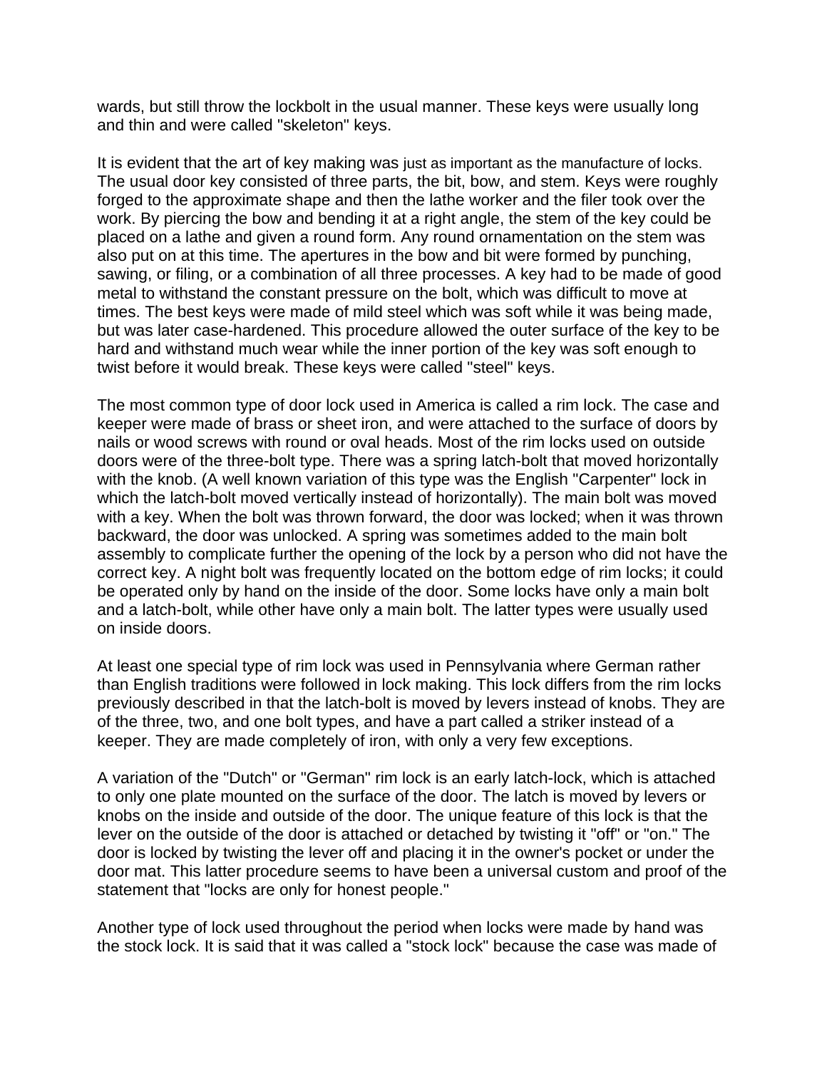wards, but still throw the lockbolt in the usual manner. These keys were usually long and thin and were called "skeleton" keys.

It is evident that the art of key making was just as important as the manufacture of locks. The usual door key consisted of three parts, the bit, bow, and stem. Keys were roughly forged to the approximate shape and then the lathe worker and the filer took over the work. By piercing the bow and bending it at a right angle, the stem of the key could be placed on a lathe and given a round form. Any round ornamentation on the stem was also put on at this time. The apertures in the bow and bit were formed by punching, sawing, or filing, or a combination of all three processes. A key had to be made of good metal to withstand the constant pressure on the bolt, which was difficult to move at times. The best keys were made of mild steel which was soft while it was being made, but was later case-hardened. This procedure allowed the outer surface of the key to be hard and withstand much wear while the inner portion of the key was soft enough to twist before it would break. These keys were called "steel" keys.

The most common type of door lock used in America is called a rim lock. The case and keeper were made of brass or sheet iron, and were attached to the surface of doors by nails or wood screws with round or oval heads. Most of the rim locks used on outside doors were of the three-bolt type. There was a spring latch-bolt that moved horizontally with the knob. (A well known variation of this type was the English "Carpenter" lock in which the latch-bolt moved vertically instead of horizontally). The main bolt was moved with a key. When the bolt was thrown forward, the door was locked; when it was thrown backward, the door was unlocked. A spring was sometimes added to the main bolt assembly to complicate further the opening of the lock by a person who did not have the correct key. A night bolt was frequently located on the bottom edge of rim locks; it could be operated only by hand on the inside of the door. Some locks have only a main bolt and a latch-bolt, while other have only a main bolt. The latter types were usually used on inside doors.

At least one special type of rim lock was used in Pennsylvania where German rather than English traditions were followed in lock making. This lock differs from the rim locks previously described in that the latch-bolt is moved by levers instead of knobs. They are of the three, two, and one bolt types, and have a part called a striker instead of a keeper. They are made completely of iron, with only a very few exceptions.

A variation of the "Dutch" or "German" rim lock is an early latch-lock, which is attached to only one plate mounted on the surface of the door. The latch is moved by levers or knobs on the inside and outside of the door. The unique feature of this lock is that the lever on the outside of the door is attached or detached by twisting it "off" or "on." The door is locked by twisting the lever off and placing it in the owner's pocket or under the door mat. This latter procedure seems to have been a universal custom and proof of the statement that "locks are only for honest people."

Another type of lock used throughout the period when locks were made by hand was the stock lock. It is said that it was called a "stock lock" because the case was made of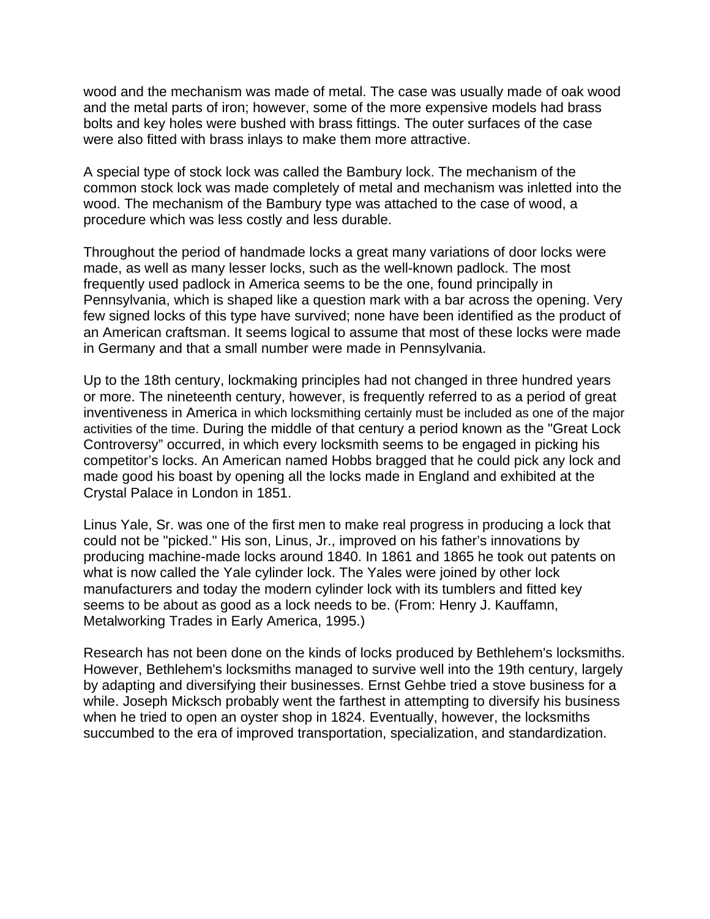wood and the mechanism was made of metal. The case was usually made of oak wood and the metal parts of iron; however, some of the more expensive models had brass bolts and key holes were bushed with brass fittings. The outer surfaces of the case were also fitted with brass inlays to make them more attractive.

A special type of stock lock was called the Bambury lock. The mechanism of the common stock lock was made completely of metal and mechanism was inletted into the wood. The mechanism of the Bambury type was attached to the case of wood, a procedure which was less costly and less durable.

Throughout the period of handmade locks a great many variations of door locks were made, as well as many lesser locks, such as the well-known padlock. The most frequently used padlock in America seems to be the one, found principally in Pennsylvania, which is shaped like a question mark with a bar across the opening. Very few signed locks of this type have survived; none have been identified as the product of an American craftsman. It seems logical to assume that most of these locks were made in Germany and that a small number were made in Pennsylvania.

Up to the 18th century, lockmaking principles had not changed in three hundred years or more. The nineteenth century, however, is frequently referred to as a period of great inventiveness in America in which locksmithing certainly must be included as one of the major activities of the time. During the middle of that century a period known as the "Great Lock Controversy" occurred, in which every locksmith seems to be engaged in picking his competitor's locks. An American named Hobbs bragged that he could pick any lock and made good his boast by opening all the locks made in England and exhibited at the Crystal Palace in London in 1851.

Linus Yale, Sr. was one of the first men to make real progress in producing a lock that could not be "picked." His son, Linus, Jr., improved on his father's innovations by producing machine-made locks around 1840. In 1861 and 1865 he took out patents on what is now called the Yale cylinder lock. The Yales were joined by other lock manufacturers and today the modern cylinder lock with its tumblers and fitted key seems to be about as good as a lock needs to be. (From: Henry J. Kauffamn, Metalworking Trades in Early America, 1995.)

Research has not been done on the kinds of locks produced by Bethlehem's locksmiths. However, Bethlehem's locksmiths managed to survive well into the 19th century, largely by adapting and diversifying their businesses. Ernst Gehbe tried a stove business for a while. Joseph Micksch probably went the farthest in attempting to diversify his business when he tried to open an oyster shop in 1824. Eventually, however, the locksmiths succumbed to the era of improved transportation, specialization, and standardization.